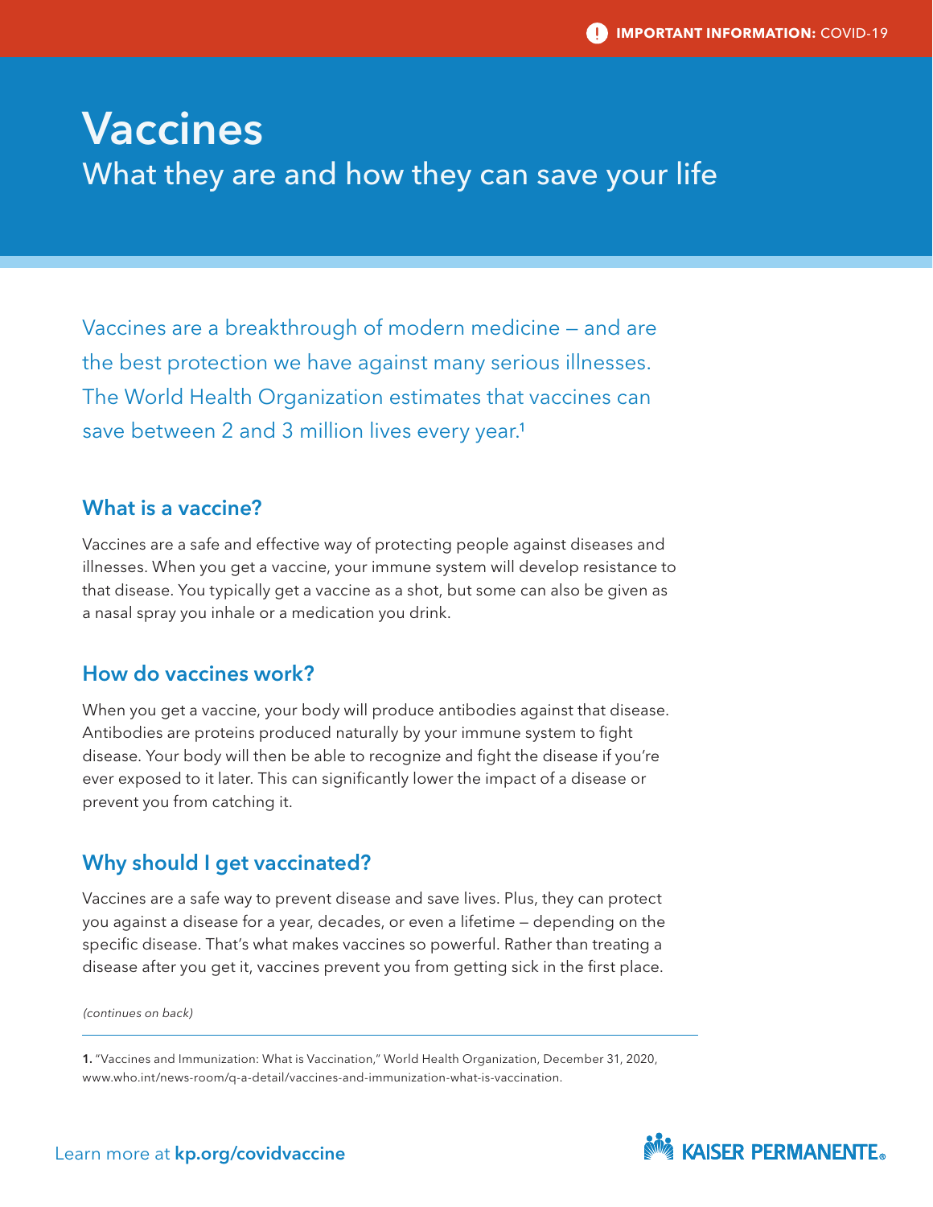**IMPORTANT INFORMATION:** COVID-19

# Vaccines

## What they are and how they can save your life

Vaccines are a breakthrough of modern medicine — and are the best protection we have against many serious illnesses. The World Health Organization estimates that vaccines can save between 2 and 3 million lives every year.[1]

### What is a vaccine?

Vaccines are a safe and effective way of protecting people against diseases and illnesses. When you get a vaccine, your immune system will develop resistance to that disease. You typically get a vaccine as a shot, but some can also be given as a nasal spray you inhale or a medication you drink.

### How do vaccines work?

When you get a vaccine, your body will produce antibodies against that disease. Antibodies are proteins produced naturally by your immune system to fight disease. Your body will then be able to recognize and fight the disease if you're ever exposed to it later. This can significantly lower the impact of a disease or prevent you from catching it.

### Why should I get vaccinated?

Vaccines are a safe way to prevent disease and save lives. Plus, they can protect you against a disease for a year, decades, or even a lifetime — depending on the specific disease. That's what makes vaccines so powerful. Rather than treating a disease after you get it, vaccines prevent you from getting sick in the first place.

*(continues on back)*

---

**1.** "Vaccines and Immunization: What is Vaccination," World Health Organization, December 31, 2020, www.who.int/news-room/q-a-detail/vaccines-and-immunization-what-is-vaccination.

Learn more at **kp.org/covidvaccine**

KAISER PERMANENTE®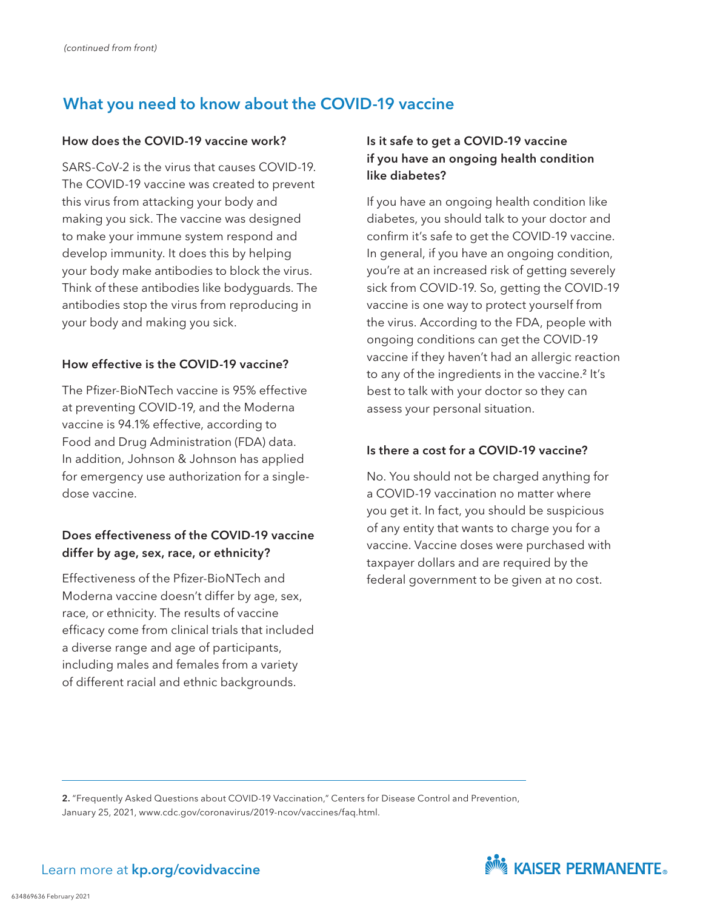*(continued from front)*

## What you need to know about the COVID-19 vaccine

### How does the COVID-19 vaccine work?

SARS-CoV-2 is the virus that causes COVID-19. The COVID-19 vaccine was created to prevent this virus from attacking your body and making you sick. The vaccine was designed to make your immune system respond and develop immunity. It does this by helping your body make antibodies to block the virus. Think of these antibodies like bodyguards. The antibodies stop the virus from reproducing in your body and making you sick.

### How effective is the COVID-19 vaccine?

The Pfizer-BioNTech vaccine is 95% effective at preventing COVID-19, and the Moderna vaccine is 94.1% effective, according to Food and Drug Administration (FDA) data. In addition, Johnson & Johnson has applied for emergency use authorization for a single-dose vaccine.

### Does effectiveness of the COVID-19 vaccine differ by age, sex, race, or ethnicity?

Effectiveness of the Pfizer-BioNTech and Moderna vaccine doesn't differ by age, sex, race, or ethnicity. The results of vaccine efficacy come from clinical trials that included a diverse range and age of participants, including males and females from a variety of different racial and ethnic backgrounds.

### Is it safe to get a COVID-19 vaccine if you have an ongoing health condition like diabetes?

If you have an ongoing health condition like diabetes, you should talk to your doctor and confirm it's safe to get the COVID-19 vaccine. In general, if you have an ongoing condition, you're at an increased risk of getting severely sick from COVID-19. So, getting the COVID-19 vaccine is one way to protect yourself from the virus. According to the FDA, people with ongoing conditions can get the COVID-19 vaccine if they haven't had an allergic reaction to any of the ingredients in the vaccine.[2] It's best to talk with your doctor so they can assess your personal situation.

### Is there a cost for a COVID-19 vaccine?

No. You should not be charged anything for a COVID-19 vaccination no matter where you get it. In fact, you should be suspicious of any entity that wants to charge you for a vaccine. Vaccine doses were purchased with taxpayer dollars and are required by the federal government to be given at no cost.

---

**2.** "Frequently Asked Questions about COVID-19 Vaccination," Centers for Disease Control and Prevention, January 25, 2021, www.cdc.gov/coronavirus/2019-ncov/vaccines/faq.html.

Learn more at **kp.org/covidvaccine**

KAISER PERMANENTE®

634869636 February 2021